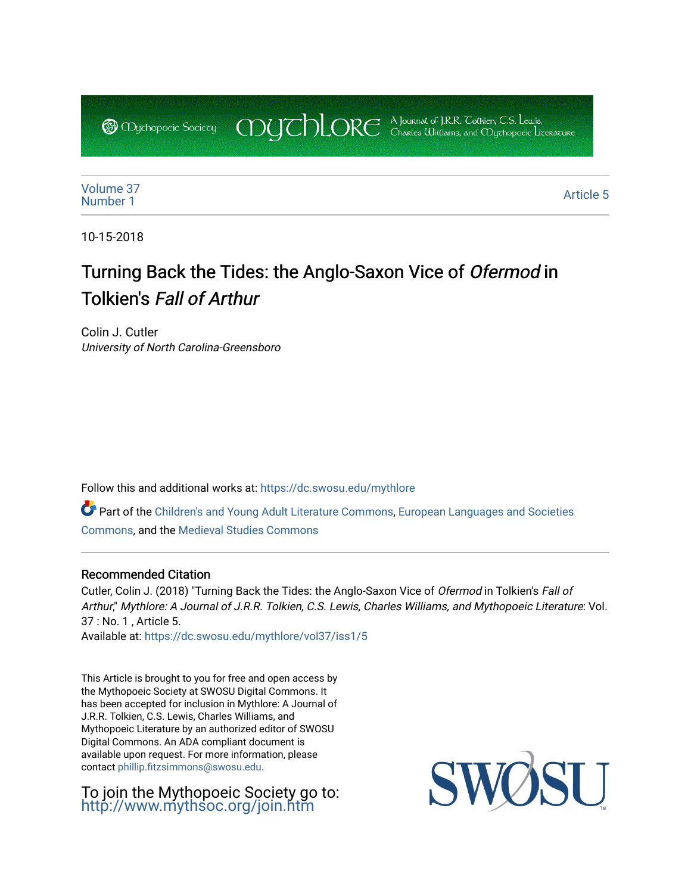Mythopoeic Society MYTHLORE A Journal of J.R.R. Tolkien, C.S. Lewis, Charles Williams, and Mythopoeic Literature

Volume 37
Number 1

Article 5

10-15-2018

# Turning Back the Tides: the Anglo-Saxon Vice of *Ofermod* in Tolkien's *Fall of Arthur*

Colin J. Cutler
*University of North Carolina-Greensboro*

Follow this and additional works at: https://dc.swosu.edu/mythlore

Part of the Children's and Young Adult Literature Commons, European Languages and Societies Commons, and the Medieval Studies Commons

### Recommended Citation

Cutler, Colin J. (2018) "Turning Back the Tides: the Anglo-Saxon Vice of *Ofermod* in Tolkien's *Fall of Arthur*," *Mythlore: A Journal of J.R.R. Tolkien, C.S. Lewis, Charles Williams, and Mythopoeic Literature*: Vol. 37 : No. 1 , Article 5.
Available at: https://dc.swosu.edu/mythlore/vol37/iss1/5

This Article is brought to you for free and open access by the Mythopoeic Society at SWOSU Digital Commons. It has been accepted for inclusion in Mythlore: A Journal of J.R.R. Tolkien, C.S. Lewis, Charles Williams, and Mythopoeic Literature by an authorized editor of SWOSU Digital Commons. An ADA compliant document is available upon request. For more information, please contact phillip.fitzsimmons@swosu.edu.

To join the Mythopoeic Society go to: http://www.mythsoc.org/join.htm

SWOSU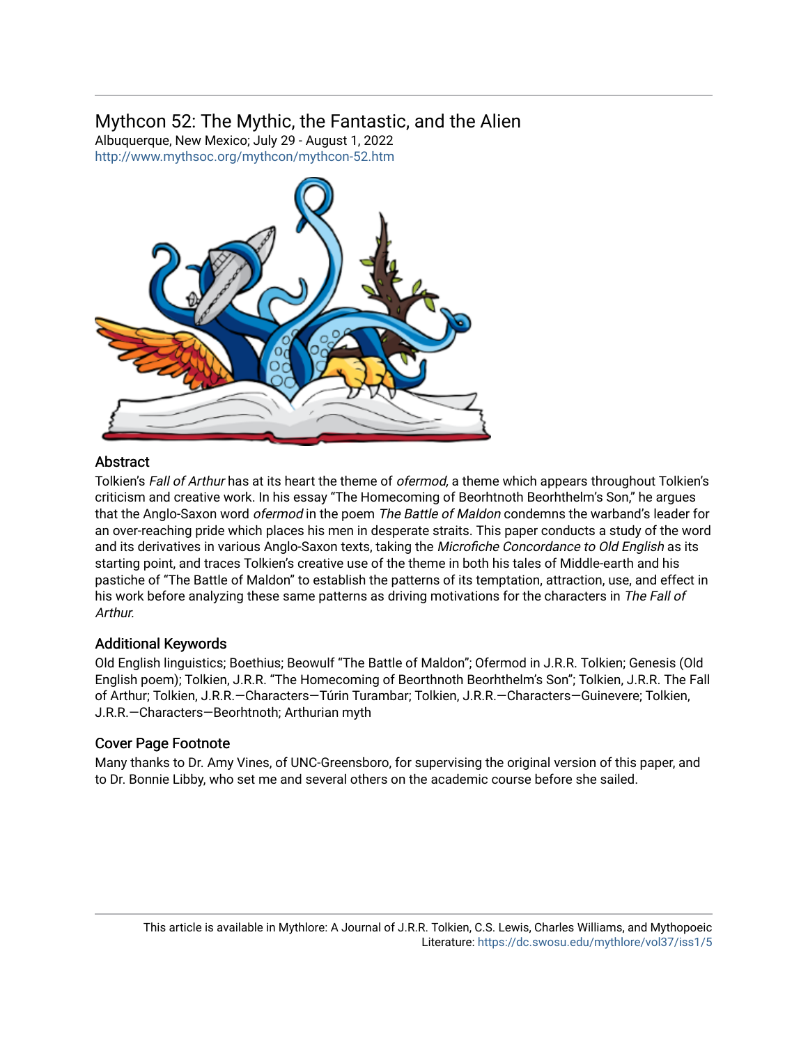## Mythcon 52: The Mythic, the Fantastic, and the Alien

Albuquerque, New Mexico; July 29 - August 1, 2022
http://www.mythsoc.org/mythcon/mythcon-52.htm

### Abstract

Tolkien's *Fall of Arthur* has at its heart the theme of *ofermod,* a theme which appears throughout Tolkien's criticism and creative work. In his essay "The Homecoming of Beorhtnoth Beorhthelm's Son," he argues that the Anglo-Saxon word *ofermod* in the poem *The Battle of Maldon* condemns the warband's leader for an over-reaching pride which places his men in desperate straits. This paper conducts a study of the word and its derivatives in various Anglo-Saxon texts, taking the *Microfiche Concordance to Old English* as its starting point, and traces Tolkien's creative use of the theme in both his tales of Middle-earth and his pastiche of "The Battle of Maldon" to establish the patterns of its temptation, attraction, use, and effect in his work before analyzing these same patterns as driving motivations for the characters in *The Fall of Arthur.*

### Additional Keywords

Old English linguistics; Boethius; Beowulf "The Battle of Maldon"; Ofermod in J.R.R. Tolkien; Genesis (Old English poem); Tolkien, J.R.R. "The Homecoming of Beorthnoth Beorhthelm's Son"; Tolkien, J.R.R. The Fall of Arthur; Tolkien, J.R.R.—Characters—Túrin Turambar; Tolkien, J.R.R.—Characters—Guinevere; Tolkien, J.R.R.—Characters—Beorhtnoth; Arthurian myth

### Cover Page Footnote

Many thanks to Dr. Amy Vines, of UNC-Greensboro, for supervising the original version of this paper, and to Dr. Bonnie Libby, who set me and several others on the academic course before she sailed.

This article is available in Mythlore: A Journal of J.R.R. Tolkien, C.S. Lewis, Charles Williams, and Mythopoeic Literature: https://dc.swosu.edu/mythlore/vol37/iss1/5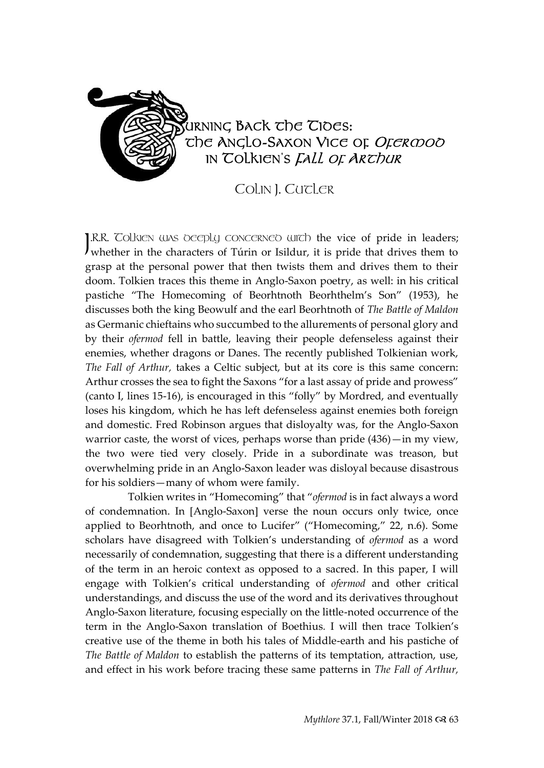# Turning Back the Tides: The Anglo-Saxon Vice of *Ofermod* in Tolkien's *Fall of Arthur*

Colin J. Cutler

J.R.R. Tolkien was deeply concerned with the vice of pride in leaders; whether in the characters of Túrin or Isildur, it is pride that drives them to grasp at the personal power that then twists them and drives them to their doom. Tolkien traces this theme in Anglo-Saxon poetry, as well: in his critical pastiche "The Homecoming of Beorhtnoth Beorhthelm's Son" (1953), he discusses both the king Beowulf and the earl Beorhtnoth of *The Battle of Maldon* as Germanic chieftains who succumbed to the allurements of personal glory and by their *ofermod* fell in battle, leaving their people defenseless against their enemies, whether dragons or Danes. The recently published Tolkienian work, *The Fall of Arthur,* takes a Celtic subject, but at its core is this same concern: Arthur crosses the sea to fight the Saxons "for a last assay of pride and prowess" (canto I, lines 15-16), is encouraged in this "folly" by Mordred, and eventually loses his kingdom, which he has left defenseless against enemies both foreign and domestic. Fred Robinson argues that disloyalty was, for the Anglo-Saxon warrior caste, the worst of vices, perhaps worse than pride (436)—in my view, the two were tied very closely. Pride in a subordinate was treason, but overwhelming pride in an Anglo-Saxon leader was disloyal because disastrous for his soldiers—many of whom were family.

Tolkien writes in "Homecoming" that "*ofermod* is in fact always a word of condemnation. In [Anglo-Saxon] verse the noun occurs only twice, once applied to Beorhtnoth, and once to Lucifer" ("Homecoming," 22, n.6). Some scholars have disagreed with Tolkien's understanding of *ofermod* as a word necessarily of condemnation, suggesting that there is a different understanding of the term in an heroic context as opposed to a sacred. In this paper, I will engage with Tolkien's critical understanding of *ofermod* and other critical understandings, and discuss the use of the word and its derivatives throughout Anglo-Saxon literature, focusing especially on the little-noted occurrence of the term in the Anglo-Saxon translation of Boethius. I will then trace Tolkien's creative use of the theme in both his tales of Middle-earth and his pastiche of *The Battle of Maldon* to establish the patterns of its temptation, attraction, use, and effect in his work before tracing these same patterns in *The Fall of Arthur,*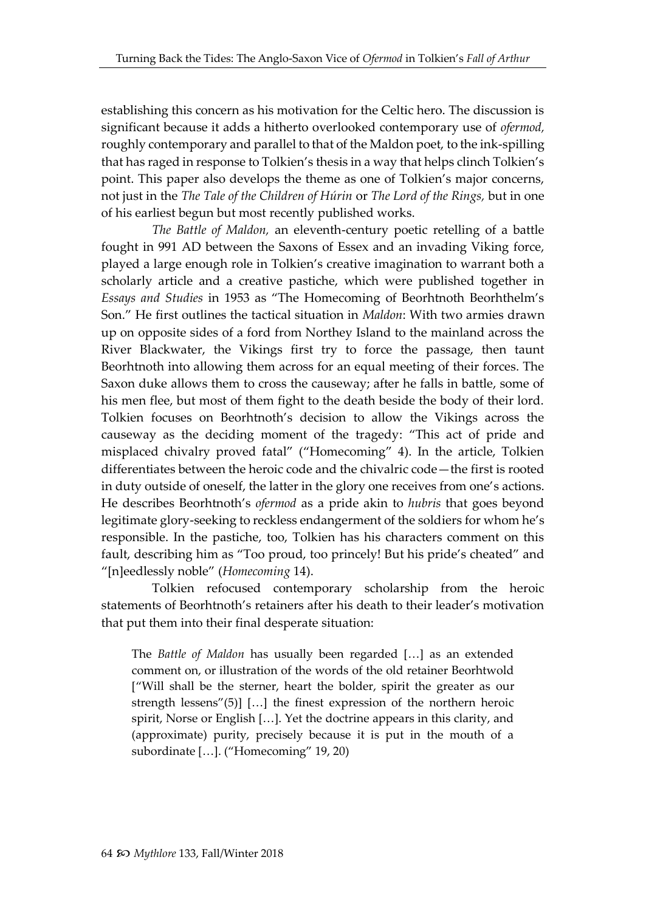establishing this concern as his motivation for the Celtic hero. The discussion is significant because it adds a hitherto overlooked contemporary use of *ofermod,* roughly contemporary and parallel to that of the Maldon poet, to the ink-spilling that has raged in response to Tolkien's thesis in a way that helps clinch Tolkien's point. This paper also develops the theme as one of Tolkien's major concerns, not just in the *The Tale of the Children of Húrin* or *The Lord of the Rings,* but in one of his earliest begun but most recently published works.

*The Battle of Maldon,* an eleventh-century poetic retelling of a battle fought in 991 AD between the Saxons of Essex and an invading Viking force, played a large enough role in Tolkien's creative imagination to warrant both a scholarly article and a creative pastiche, which were published together in *Essays and Studies* in 1953 as "The Homecoming of Beorhtnoth Beorhthelm's Son." He first outlines the tactical situation in *Maldon*: With two armies drawn up on opposite sides of a ford from Northey Island to the mainland across the River Blackwater, the Vikings first try to force the passage, then taunt Beorhtnoth into allowing them across for an equal meeting of their forces. The Saxon duke allows them to cross the causeway; after he falls in battle, some of his men flee, but most of them fight to the death beside the body of their lord. Tolkien focuses on Beorhtnoth's decision to allow the Vikings across the causeway as the deciding moment of the tragedy: "This act of pride and misplaced chivalry proved fatal" ("Homecoming" 4). In the article, Tolkien differentiates between the heroic code and the chivalric code—the first is rooted in duty outside of oneself, the latter in the glory one receives from one's actions. He describes Beorhtnoth's *ofermod* as a pride akin to *hubris* that goes beyond legitimate glory-seeking to reckless endangerment of the soldiers for whom he's responsible. In the pastiche, too, Tolkien has his characters comment on this fault, describing him as "Too proud, too princely! But his pride's cheated" and "[n]eedlessly noble" (*Homecoming* 14).

Tolkien refocused contemporary scholarship from the heroic statements of Beorhtnoth's retainers after his death to their leader's motivation that put them into their final desperate situation:

> The *Battle of Maldon* has usually been regarded […] as an extended comment on, or illustration of the words of the old retainer Beorhtwold ["Will shall be the sterner, heart the bolder, spirit the greater as our strength lessens"(5)] […] the finest expression of the northern heroic spirit, Norse or English […]. Yet the doctrine appears in this clarity, and (approximate) purity, precisely because it is put in the mouth of a subordinate […]. ("Homecoming" 19, 20)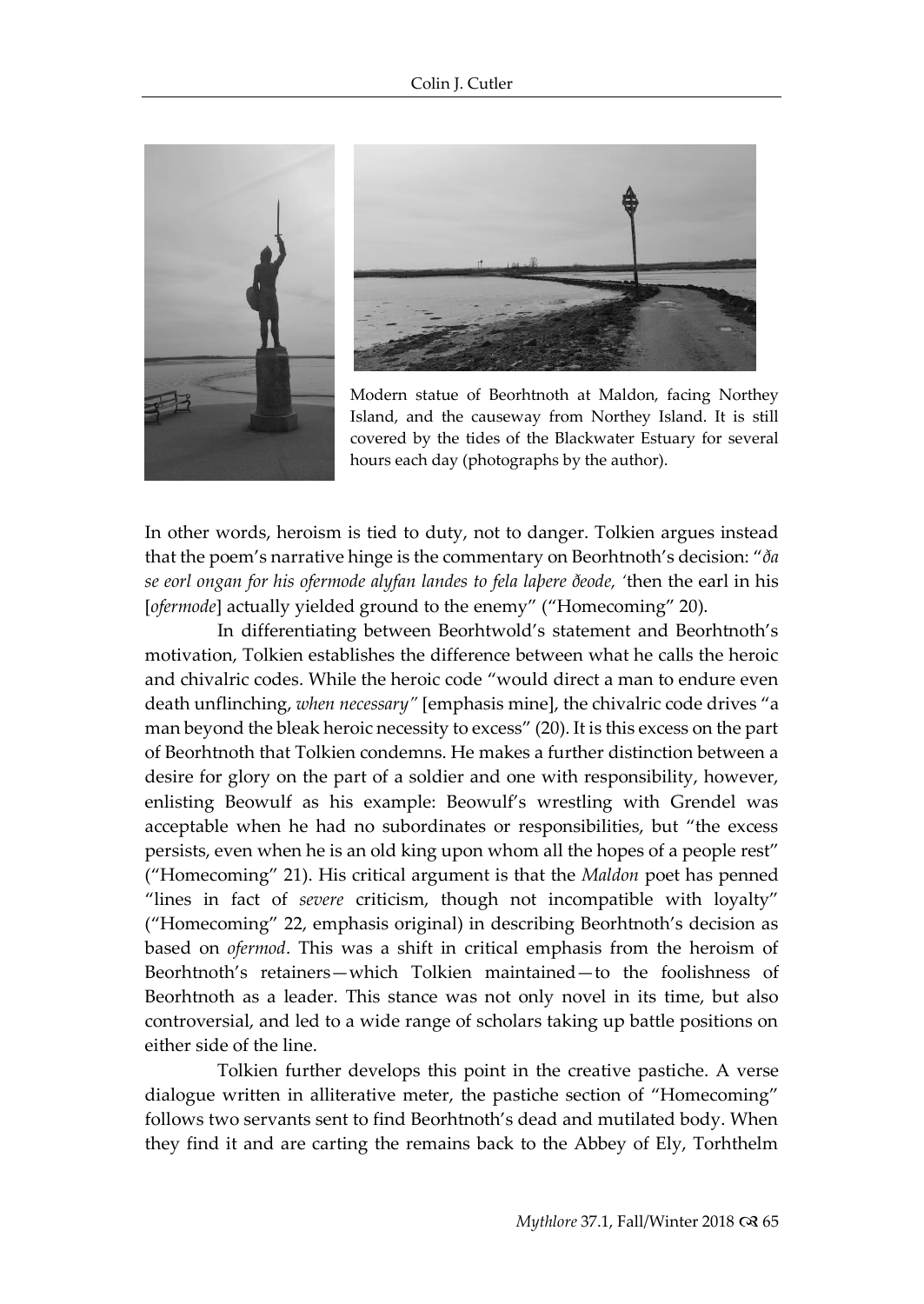Modern statue of Beorhtnoth at Maldon, facing Northey Island, and the causeway from Northey Island. It is still covered by the tides of the Blackwater Estuary for several hours each day (photographs by the author).

In other words, heroism is tied to duty, not to danger. Tolkien argues instead that the poem's narrative hinge is the commentary on Beorhtnoth's decision: "*ða se eorl ongan for his ofermode alyfan landes to fela laþere ðeode,* 'then the earl in his [*ofermode*] actually yielded ground to the enemy" ("Homecoming" 20).

In differentiating between Beorhtwold's statement and Beorhtnoth's motivation, Tolkien establishes the difference between what he calls the heroic and chivalric codes. While the heroic code "would direct a man to endure even death unflinching, *when necessary"* [emphasis mine], the chivalric code drives "a man beyond the bleak heroic necessity to excess" (20). It is this excess on the part of Beorhtnoth that Tolkien condemns. He makes a further distinction between a desire for glory on the part of a soldier and one with responsibility, however, enlisting Beowulf as his example: Beowulf's wrestling with Grendel was acceptable when he had no subordinates or responsibilities, but "the excess persists, even when he is an old king upon whom all the hopes of a people rest" ("Homecoming" 21). His critical argument is that the *Maldon* poet has penned "lines in fact of *severe* criticism, though not incompatible with loyalty" ("Homecoming" 22, emphasis original) in describing Beorhtnoth's decision as based on *ofermod*. This was a shift in critical emphasis from the heroism of Beorhtnoth's retainers—which Tolkien maintained—to the foolishness of Beorhtnoth as a leader. This stance was not only novel in its time, but also controversial, and led to a wide range of scholars taking up battle positions on either side of the line.

Tolkien further develops this point in the creative pastiche. A verse dialogue written in alliterative meter, the pastiche section of "Homecoming" follows two servants sent to find Beorhtnoth's dead and mutilated body. When they find it and are carting the remains back to the Abbey of Ely, Torhthelm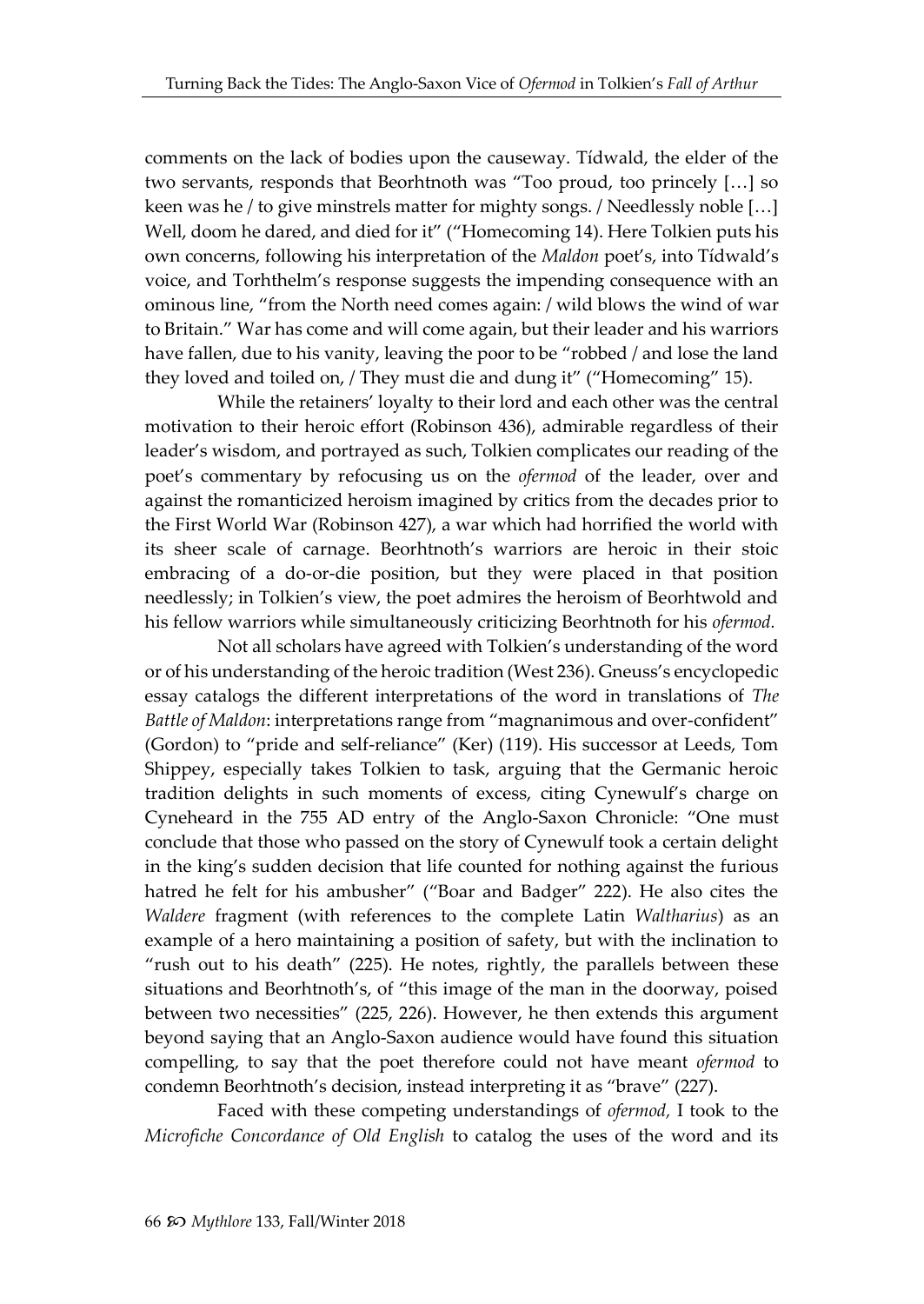comments on the lack of bodies upon the causeway. Tídwald, the elder of the two servants, responds that Beorhtnoth was "Too proud, too princely […] so keen was he / to give minstrels matter for mighty songs. / Needlessly noble […] Well, doom he dared, and died for it" ("Homecoming 14). Here Tolkien puts his own concerns, following his interpretation of the *Maldon* poet's, into Tídwald's voice, and Torhthelm's response suggests the impending consequence with an ominous line, "from the North need comes again: / wild blows the wind of war to Britain." War has come and will come again, but their leader and his warriors have fallen, due to his vanity, leaving the poor to be "robbed / and lose the land they loved and toiled on, / They must die and dung it" ("Homecoming" 15).

While the retainers' loyalty to their lord and each other was the central motivation to their heroic effort (Robinson 436), admirable regardless of their leader's wisdom, and portrayed as such, Tolkien complicates our reading of the poet's commentary by refocusing us on the *ofermod* of the leader, over and against the romanticized heroism imagined by critics from the decades prior to the First World War (Robinson 427), a war which had horrified the world with its sheer scale of carnage. Beorhtnoth's warriors are heroic in their stoic embracing of a do-or-die position, but they were placed in that position needlessly; in Tolkien's view, the poet admires the heroism of Beorhtwold and his fellow warriors while simultaneously criticizing Beorhtnoth for his *ofermod.*

Not all scholars have agreed with Tolkien's understanding of the word or of his understanding of the heroic tradition (West 236). Gneuss's encyclopedic essay catalogs the different interpretations of the word in translations of *The Battle of Maldon*: interpretations range from "magnanimous and over-confident" (Gordon) to "pride and self-reliance" (Ker) (119). His successor at Leeds, Tom Shippey, especially takes Tolkien to task, arguing that the Germanic heroic tradition delights in such moments of excess, citing Cynewulf's charge on Cyneheard in the 755 AD entry of the Anglo-Saxon Chronicle: "One must conclude that those who passed on the story of Cynewulf took a certain delight in the king's sudden decision that life counted for nothing against the furious hatred he felt for his ambusher" ("Boar and Badger" 222). He also cites the *Waldere* fragment (with references to the complete Latin *Waltharius*) as an example of a hero maintaining a position of safety, but with the inclination to "rush out to his death" (225). He notes, rightly, the parallels between these situations and Beorhtnoth's, of "this image of the man in the doorway, poised between two necessities" (225, 226). However, he then extends this argument beyond saying that an Anglo-Saxon audience would have found this situation compelling, to say that the poet therefore could not have meant *ofermod* to condemn Beorhtnoth's decision, instead interpreting it as "brave" (227).

Faced with these competing understandings of *ofermod,* I took to the *Microfiche Concordance of Old English* to catalog the uses of the word and its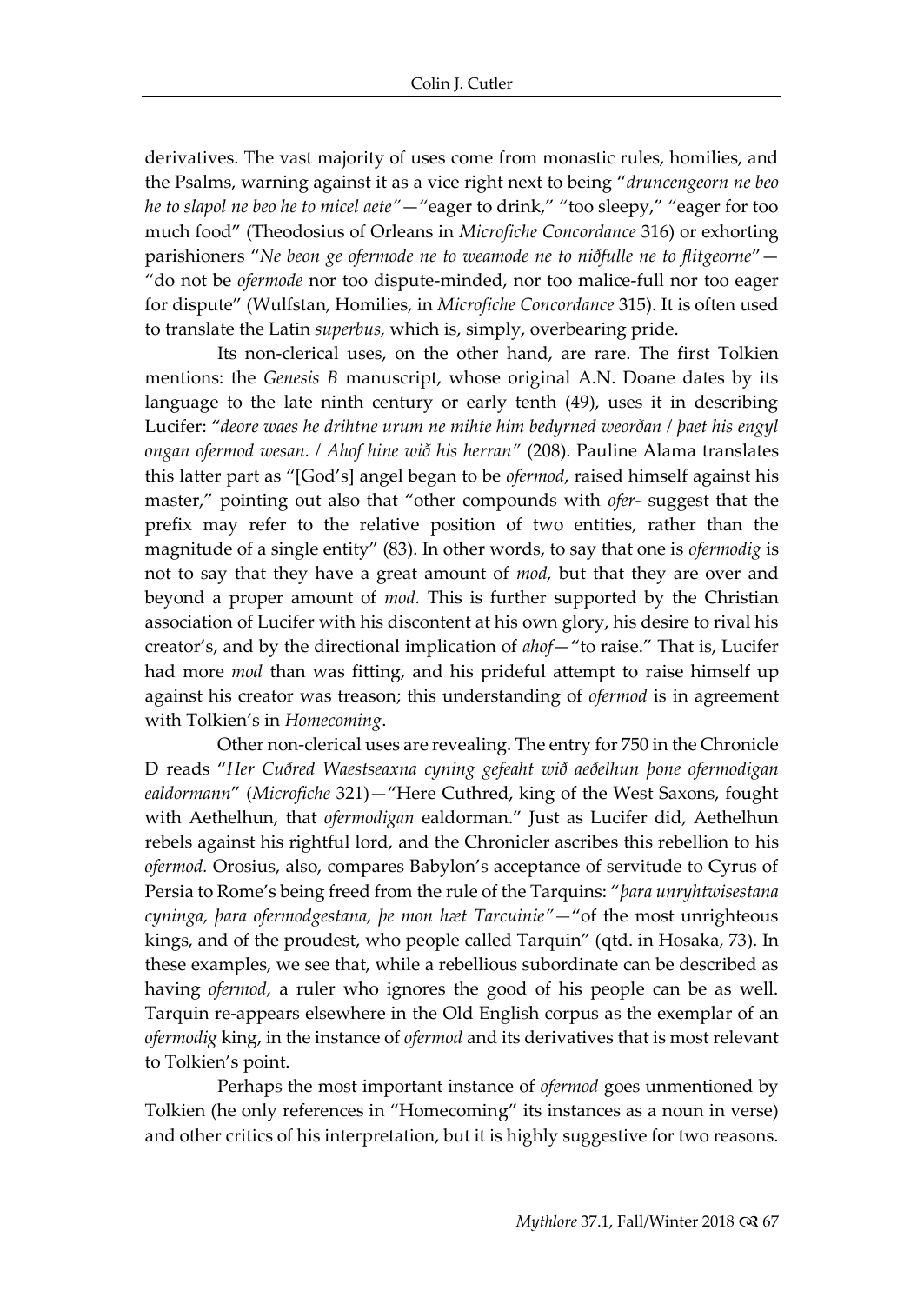derivatives. The vast majority of uses come from monastic rules, homilies, and the Psalms, warning against it as a vice right next to being "*druncengeorn ne beo he to slapol ne beo he to micel aete*"—"eager to drink," "too sleepy," "eager for too much food" (Theodosius of Orleans in *Microfiche Concordance* 316) or exhorting parishioners "*Ne beon ge ofermode ne to weamode ne to niðfulle ne to flitgeorne*"—"do not be *ofermode* nor too dispute-minded, nor too malice-full nor too eager for dispute" (Wulfstan, Homilies, in *Microfiche Concordance* 315). It is often used to translate the Latin *superbus,* which is, simply, overbearing pride.

Its non-clerical uses, on the other hand, are rare. The first Tolkien mentions: the *Genesis B* manuscript, whose original A.N. Doane dates by its language to the late ninth century or early tenth (49), uses it in describing Lucifer: "*deore waes he drihtne urum ne mihte him bedyrned weorðan / þaet his engyl ongan ofermod wesan. / Ahof hine wið his herran*" (208). Pauline Alama translates this latter part as "[God's] angel began to be *ofermod*, raised himself against his master," pointing out also that "other compounds with *ofer-* suggest that the prefix may refer to the relative position of two entities, rather than the magnitude of a single entity" (83). In other words, to say that one is *ofermodig* is not to say that they have a great amount of *mod,* but that they are over and beyond a proper amount of *mod.* This is further supported by the Christian association of Lucifer with his discontent at his own glory, his desire to rival his creator's, and by the directional implication of *ahof*—"to raise." That is, Lucifer had more *mod* than was fitting, and his prideful attempt to raise himself up against his creator was treason; this understanding of *ofermod* is in agreement with Tolkien's in *Homecoming*.

Other non-clerical uses are revealing. The entry for 750 in the Chronicle D reads "*Her Cuðred Waestseaxna cyning gefeaht wið aeðelhun þone ofermodigan ealdormann*" (*Microfiche* 321)—"Here Cuthred, king of the West Saxons, fought with Aethelhun, that *ofermodigan* ealdorman." Just as Lucifer did, Aethelhun rebels against his rightful lord, and the Chronicler ascribes this rebellion to his *ofermod.* Orosius, also, compares Babylon's acceptance of servitude to Cyrus of Persia to Rome's being freed from the rule of the Tarquins: "*þara unryhtwisestana cyninga, þara ofermodgestana, þe mon hæt Tarcuinie*"—"of the most unrighteous kings, and of the proudest, who people called Tarquin" (qtd. in Hosaka, 73). In these examples, we see that, while a rebellious subordinate can be described as having *ofermod*, a ruler who ignores the good of his people can be as well. Tarquin re-appears elsewhere in the Old English corpus as the exemplar of an *ofermodig* king, in the instance of *ofermod* and its derivatives that is most relevant to Tolkien's point.

Perhaps the most important instance of *ofermod* goes unmentioned by Tolkien (he only references in "Homecoming" its instances as a noun in verse) and other critics of his interpretation, but it is highly suggestive for two reasons.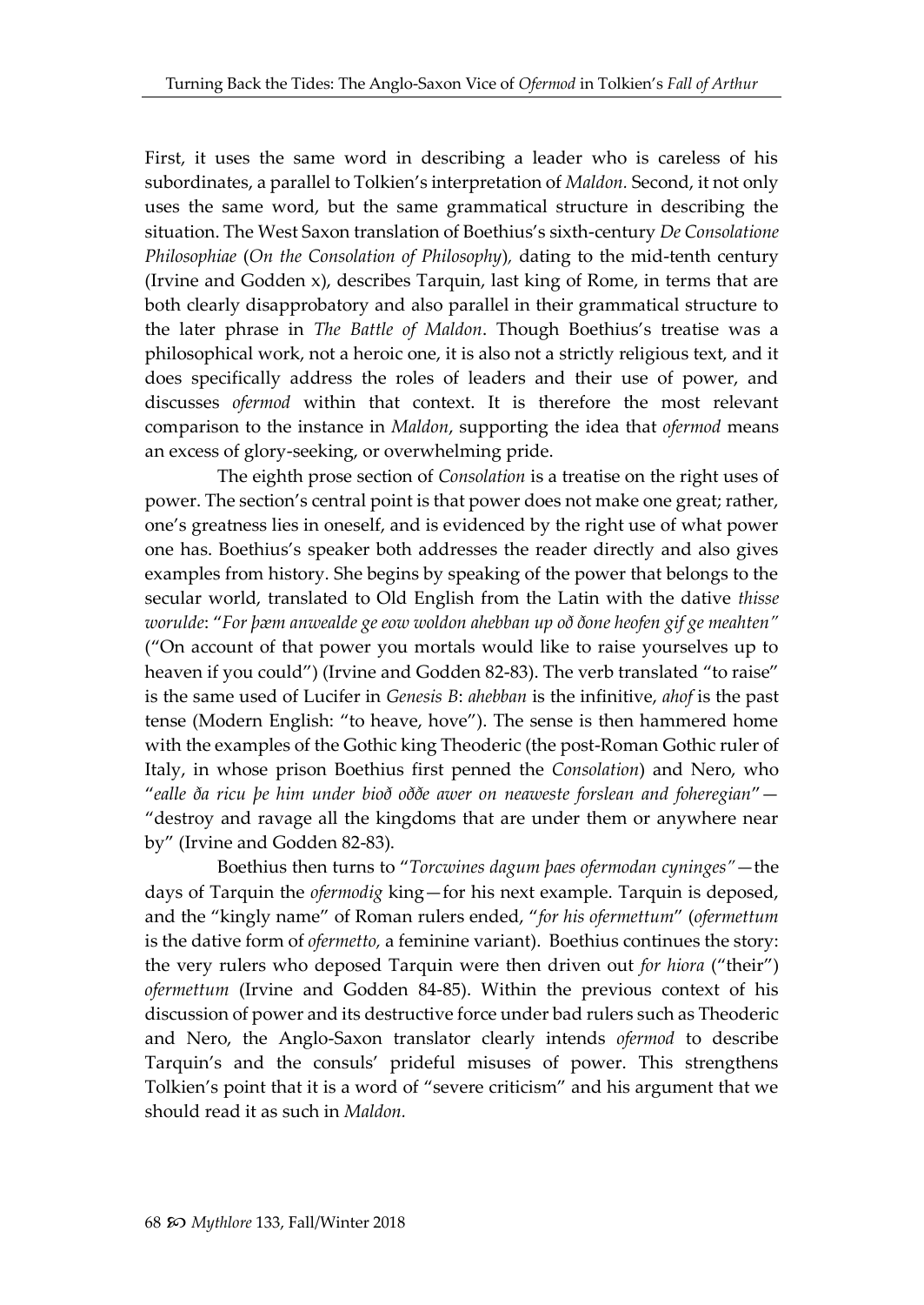First, it uses the same word in describing a leader who is careless of his subordinates, a parallel to Tolkien's interpretation of *Maldon.* Second, it not only uses the same word, but the same grammatical structure in describing the situation. The West Saxon translation of Boethius's sixth-century *De Consolatione Philosophiae* (*On the Consolation of Philosophy*), dating to the mid-tenth century (Irvine and Godden x), describes Tarquin, last king of Rome, in terms that are both clearly disapprobatory and also parallel in their grammatical structure to the later phrase in *The Battle of Maldon*. Though Boethius's treatise was a philosophical work, not a heroic one, it is also not a strictly religious text, and it does specifically address the roles of leaders and their use of power, and discusses *ofermod* within that context. It is therefore the most relevant comparison to the instance in *Maldon*, supporting the idea that *ofermod* means an excess of glory-seeking, or overwhelming pride.

The eighth prose section of *Consolation* is a treatise on the right uses of power. The section's central point is that power does not make one great; rather, one's greatness lies in oneself, and is evidenced by the right use of what power one has. Boethius's speaker both addresses the reader directly and also gives examples from history. She begins by speaking of the power that belongs to the secular world, translated to Old English from the Latin with the dative *thisse worulde*: "*For þæm anwealde ge eow woldon ahebban up oð ðone heofen gif ge meahten"* ("On account of that power you mortals would like to raise yourselves up to heaven if you could") (Irvine and Godden 82-83). The verb translated "to raise" is the same used of Lucifer in *Genesis B*: *ahebban* is the infinitive, *ahof* is the past tense (Modern English: "to heave, hove"). The sense is then hammered home with the examples of the Gothic king Theoderic (the post-Roman Gothic ruler of Italy, in whose prison Boethius first penned the *Consolation*) and Nero, who "*ealle ða ricu þe him under bioð oððe awer on neaweste forslean and foheregian*"—"destroy and ravage all the kingdoms that are under them or anywhere near by" (Irvine and Godden 82-83).

Boethius then turns to "*Torcwines dagum þaes ofermodan cyninges"*—the days of Tarquin the *ofermodig* king—for his next example. Tarquin is deposed, and the "kingly name" of Roman rulers ended, "*for his ofermettum*" (*ofermettum* is the dative form of *ofermetto,* a feminine variant). Boethius continues the story: the very rulers who deposed Tarquin were then driven out *for hiora* ("their") *ofermettum* (Irvine and Godden 84-85). Within the previous context of his discussion of power and its destructive force under bad rulers such as Theoderic and Nero, the Anglo-Saxon translator clearly intends *ofermod* to describe Tarquin's and the consuls' prideful misuses of power. This strengthens Tolkien's point that it is a word of "severe criticism" and his argument that we should read it as such in *Maldon.*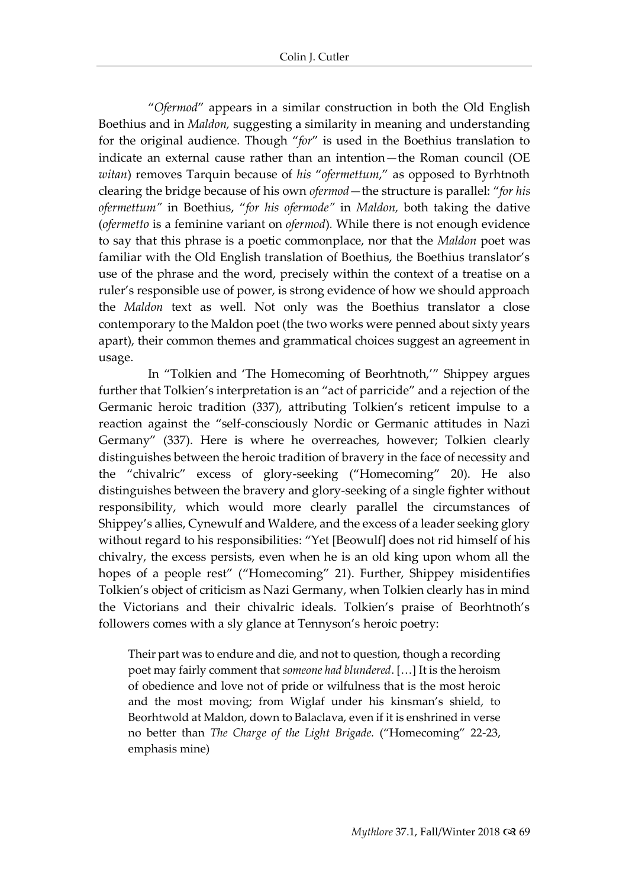"*Ofermod*" appears in a similar construction in both the Old English Boethius and in *Maldon,* suggesting a similarity in meaning and understanding for the original audience. Though "*for*" is used in the Boethius translation to indicate an external cause rather than an intention—the Roman council (OE *witan*) removes Tarquin because of *his* "*ofermettum*," as opposed to Byrhtnoth clearing the bridge because of his own *ofermod*—the structure is parallel: "*for his ofermettum"* in Boethius, "*for his ofermode"* in *Maldon,* both taking the dative (*ofermetto* is a feminine variant on *ofermod*). While there is not enough evidence to say that this phrase is a poetic commonplace, nor that the *Maldon* poet was familiar with the Old English translation of Boethius, the Boethius translator's use of the phrase and the word, precisely within the context of a treatise on a ruler's responsible use of power, is strong evidence of how we should approach the *Maldon* text as well. Not only was the Boethius translator a close contemporary to the Maldon poet (the two works were penned about sixty years apart), their common themes and grammatical choices suggest an agreement in usage.

In "Tolkien and 'The Homecoming of Beorhtnoth,'" Shippey argues further that Tolkien's interpretation is an "act of parricide" and a rejection of the Germanic heroic tradition (337), attributing Tolkien's reticent impulse to a reaction against the "self-consciously Nordic or Germanic attitudes in Nazi Germany" (337). Here is where he overreaches, however; Tolkien clearly distinguishes between the heroic tradition of bravery in the face of necessity and the "chivalric" excess of glory-seeking ("Homecoming" 20). He also distinguishes between the bravery and glory-seeking of a single fighter without responsibility, which would more clearly parallel the circumstances of Shippey's allies, Cynewulf and Waldere, and the excess of a leader seeking glory without regard to his responsibilities: "Yet [Beowulf] does not rid himself of his chivalry, the excess persists, even when he is an old king upon whom all the hopes of a people rest" ("Homecoming" 21). Further, Shippey misidentifies Tolkien's object of criticism as Nazi Germany, when Tolkien clearly has in mind the Victorians and their chivalric ideals. Tolkien's praise of Beorhtnoth's followers comes with a sly glance at Tennyson's heroic poetry:

> Their part was to endure and die, and not to question, though a recording poet may fairly comment that *someone had blundered*. […] It is the heroism of obedience and love not of pride or wilfulness that is the most heroic and the most moving; from Wiglaf under his kinsman's shield, to Beorhtwold at Maldon, down to Balaclava, even if it is enshrined in verse no better than *The Charge of the Light Brigade.* ("Homecoming" 22-23, emphasis mine)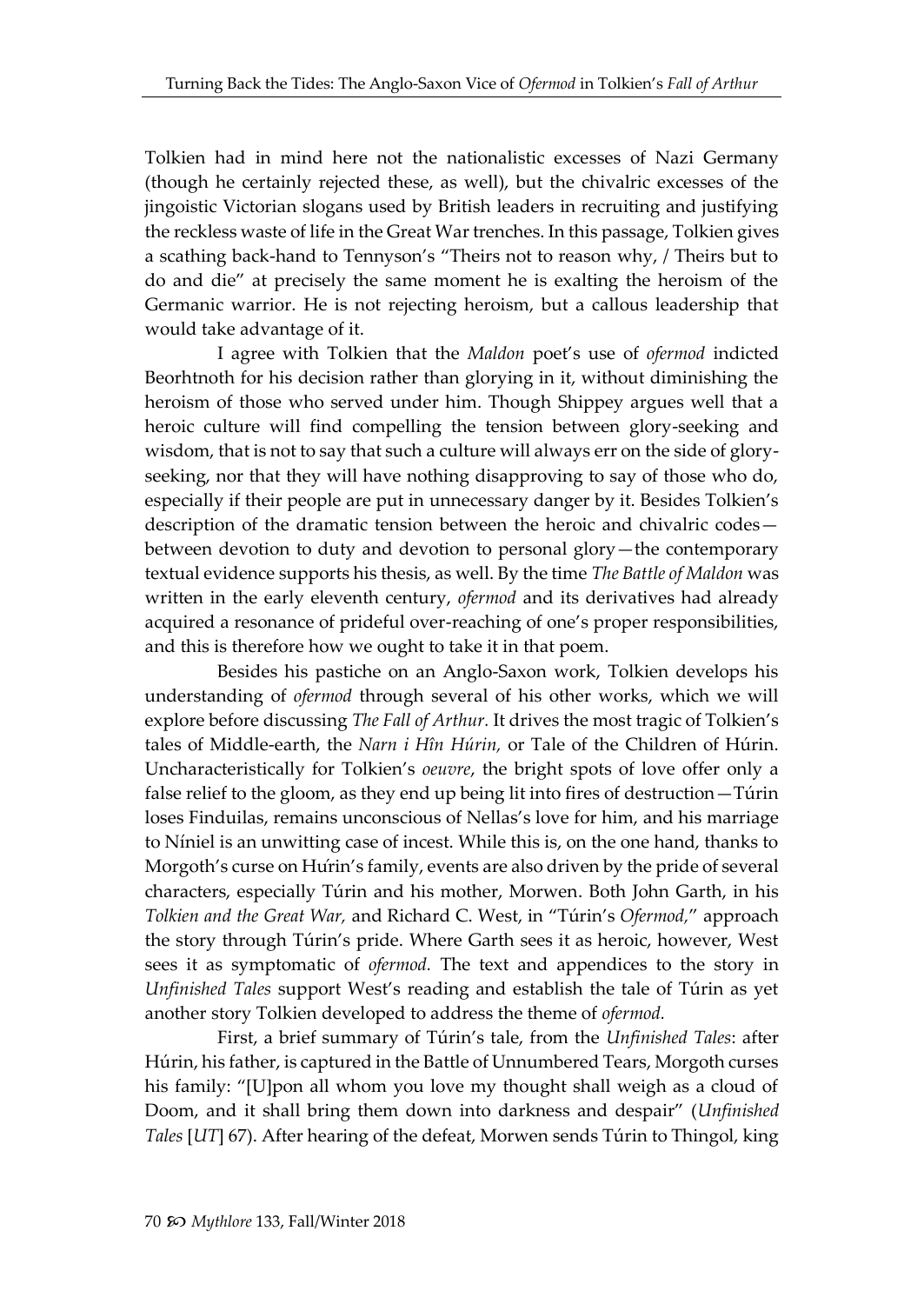Tolkien had in mind here not the nationalistic excesses of Nazi Germany (though he certainly rejected these, as well), but the chivalric excesses of the jingoistic Victorian slogans used by British leaders in recruiting and justifying the reckless waste of life in the Great War trenches. In this passage, Tolkien gives a scathing back-hand to Tennyson's "Theirs not to reason why, / Theirs but to do and die" at precisely the same moment he is exalting the heroism of the Germanic warrior. He is not rejecting heroism, but a callous leadership that would take advantage of it.

I agree with Tolkien that the *Maldon* poet's use of *ofermod* indicted Beorhtnoth for his decision rather than glorying in it, without diminishing the heroism of those who served under him. Though Shippey argues well that a heroic culture will find compelling the tension between glory-seeking and wisdom, that is not to say that such a culture will always err on the side of glory-seeking, nor that they will have nothing disapproving to say of those who do, especially if their people are put in unnecessary danger by it. Besides Tolkien's description of the dramatic tension between the heroic and chivalric codes—between devotion to duty and devotion to personal glory—the contemporary textual evidence supports his thesis, as well. By the time *The Battle of Maldon* was written in the early eleventh century, *ofermod* and its derivatives had already acquired a resonance of prideful over-reaching of one's proper responsibilities, and this is therefore how we ought to take it in that poem.

Besides his pastiche on an Anglo-Saxon work, Tolkien develops his understanding of *ofermod* through several of his other works, which we will explore before discussing *The Fall of Arthur*. It drives the most tragic of Tolkien's tales of Middle-earth, the *Narn i Hîn Húrin,* or Tale of the Children of Húrin. Uncharacteristically for Tolkien's *oeuvre*, the bright spots of love offer only a false relief to the gloom, as they end up being lit into fires of destruction—Túrin loses Finduilas, remains unconscious of Nellas's love for him, and his marriage to Níniel is an unwitting case of incest. While this is, on the one hand, thanks to Morgoth's curse on Húrin's family, events are also driven by the pride of several characters, especially Túrin and his mother, Morwen. Both John Garth, in his *Tolkien and the Great War,* and Richard C. West, in "Túrin's *Ofermod,*" approach the story through Túrin's pride. Where Garth sees it as heroic, however, West sees it as symptomatic of *ofermod.* The text and appendices to the story in *Unfinished Tales* support West's reading and establish the tale of Túrin as yet another story Tolkien developed to address the theme of *ofermod.*

First, a brief summary of Túrin's tale, from the *Unfinished Tales*: after Húrin, his father, is captured in the Battle of Unnumbered Tears, Morgoth curses his family: "[U]pon all whom you love my thought shall weigh as a cloud of Doom, and it shall bring them down into darkness and despair" (*Unfinished Tales* [*UT*] 67). After hearing of the defeat, Morwen sends Túrin to Thingol, king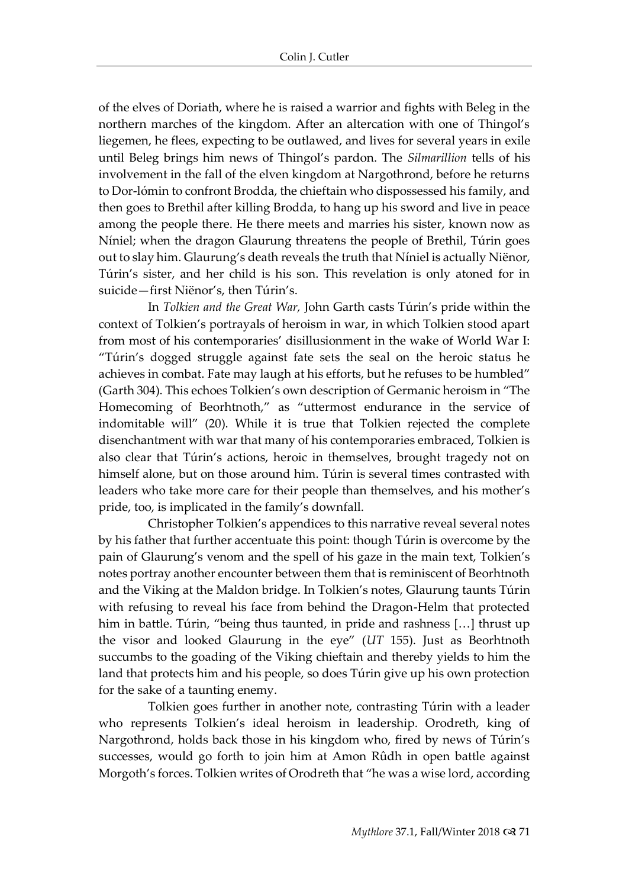of the elves of Doriath, where he is raised a warrior and fights with Beleg in the northern marches of the kingdom. After an altercation with one of Thingol's liegemen, he flees, expecting to be outlawed, and lives for several years in exile until Beleg brings him news of Thingol's pardon. The *Silmarillion* tells of his involvement in the fall of the elven kingdom at Nargothrond, before he returns to Dor-lómin to confront Brodda, the chieftain who dispossessed his family, and then goes to Brethil after killing Brodda, to hang up his sword and live in peace among the people there. He there meets and marries his sister, known now as Níniel; when the dragon Glaurung threatens the people of Brethil, Túrin goes out to slay him. Glaurung's death reveals the truth that Níniel is actually Niënor, Túrin's sister, and her child is his son. This revelation is only atoned for in suicide—first Niënor's, then Túrin's.

In *Tolkien and the Great War,* John Garth casts Túrin's pride within the context of Tolkien's portrayals of heroism in war, in which Tolkien stood apart from most of his contemporaries' disillusionment in the wake of World War I: "Túrin's dogged struggle against fate sets the seal on the heroic status he achieves in combat. Fate may laugh at his efforts, but he refuses to be humbled" (Garth 304). This echoes Tolkien's own description of Germanic heroism in "The Homecoming of Beorhtnoth," as "uttermost endurance in the service of indomitable will" (20). While it is true that Tolkien rejected the complete disenchantment with war that many of his contemporaries embraced, Tolkien is also clear that Túrin's actions, heroic in themselves, brought tragedy not on himself alone, but on those around him. Túrin is several times contrasted with leaders who take more care for their people than themselves, and his mother's pride, too, is implicated in the family's downfall.

Christopher Tolkien's appendices to this narrative reveal several notes by his father that further accentuate this point: though Túrin is overcome by the pain of Glaurung's venom and the spell of his gaze in the main text, Tolkien's notes portray another encounter between them that is reminiscent of Beorhtnoth and the Viking at the Maldon bridge. In Tolkien's notes, Glaurung taunts Túrin with refusing to reveal his face from behind the Dragon-Helm that protected him in battle. Túrin, "being thus taunted, in pride and rashness […] thrust up the visor and looked Glaurung in the eye" (*UT* 155). Just as Beorhtnoth succumbs to the goading of the Viking chieftain and thereby yields to him the land that protects him and his people, so does Túrin give up his own protection for the sake of a taunting enemy.

Tolkien goes further in another note, contrasting Túrin with a leader who represents Tolkien's ideal heroism in leadership. Orodreth, king of Nargothrond, holds back those in his kingdom who, fired by news of Túrin's successes, would go forth to join him at Amon Rûdh in open battle against Morgoth's forces. Tolkien writes of Orodreth that "he was a wise lord, according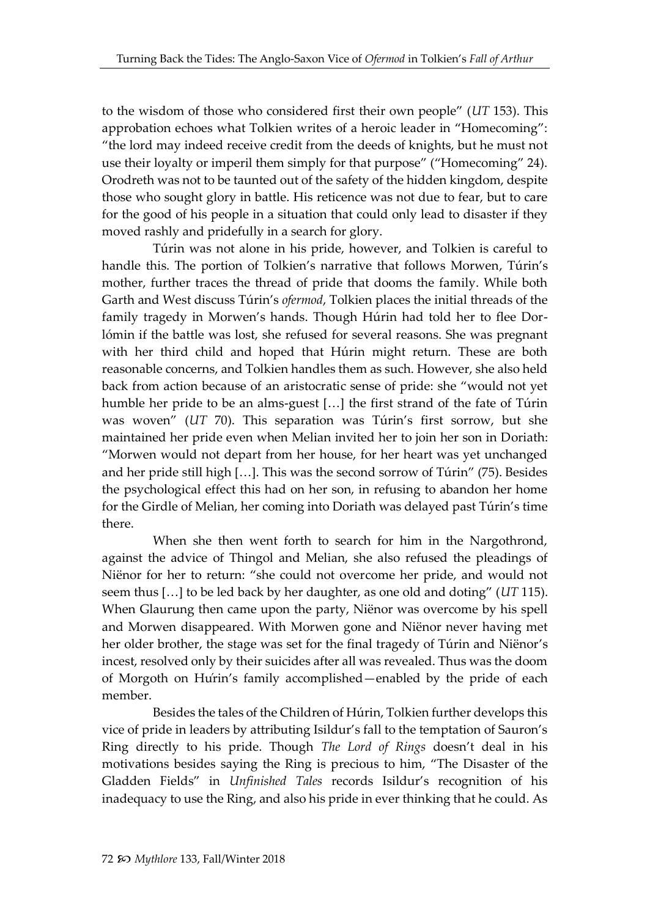to the wisdom of those who considered first their own people" (*UT* 153). This approbation echoes what Tolkien writes of a heroic leader in "Homecoming": "the lord may indeed receive credit from the deeds of knights, but he must not use their loyalty or imperil them simply for that purpose" ("Homecoming" 24). Orodreth was not to be taunted out of the safety of the hidden kingdom, despite those who sought glory in battle. His reticence was not due to fear, but to care for the good of his people in a situation that could only lead to disaster if they moved rashly and pridefully in a search for glory.

Túrin was not alone in his pride, however, and Tolkien is careful to handle this. The portion of Tolkien's narrative that follows Morwen, Túrin's mother, further traces the thread of pride that dooms the family. While both Garth and West discuss Túrin's *ofermod*, Tolkien places the initial threads of the family tragedy in Morwen's hands. Though Húrin had told her to flee Dor-lómin if the battle was lost, she refused for several reasons. She was pregnant with her third child and hoped that Húrin might return. These are both reasonable concerns, and Tolkien handles them as such. However, she also held back from action because of an aristocratic sense of pride: she "would not yet humble her pride to be an alms-guest […] the first strand of the fate of Túrin was woven" (*UT* 70). This separation was Túrin's first sorrow, but she maintained her pride even when Melian invited her to join her son in Doriath: "Morwen would not depart from her house, for her heart was yet unchanged and her pride still high […]. This was the second sorrow of Túrin" (75). Besides the psychological effect this had on her son, in refusing to abandon her home for the Girdle of Melian, her coming into Doriath was delayed past Túrin's time there.

When she then went forth to search for him in the Nargothrond, against the advice of Thingol and Melian, she also refused the pleadings of Niënor for her to return: "she could not overcome her pride, and would not seem thus […] to be led back by her daughter, as one old and doting" (*UT* 115). When Glaurung then came upon the party, Niënor was overcome by his spell and Morwen disappeared. With Morwen gone and Niënor never having met her older brother, the stage was set for the final tragedy of Túrin and Niënor's incest, resolved only by their suicides after all was revealed. Thus was the doom of Morgoth on Húrin's family accomplished—enabled by the pride of each member.

Besides the tales of the Children of Húrin, Tolkien further develops this vice of pride in leaders by attributing Isildur's fall to the temptation of Sauron's Ring directly to his pride. Though *The Lord of Rings* doesn't deal in his motivations besides saying the Ring is precious to him, "The Disaster of the Gladden Fields" in *Unfinished Tales* records Isildur's recognition of his inadequacy to use the Ring, and also his pride in ever thinking that he could. As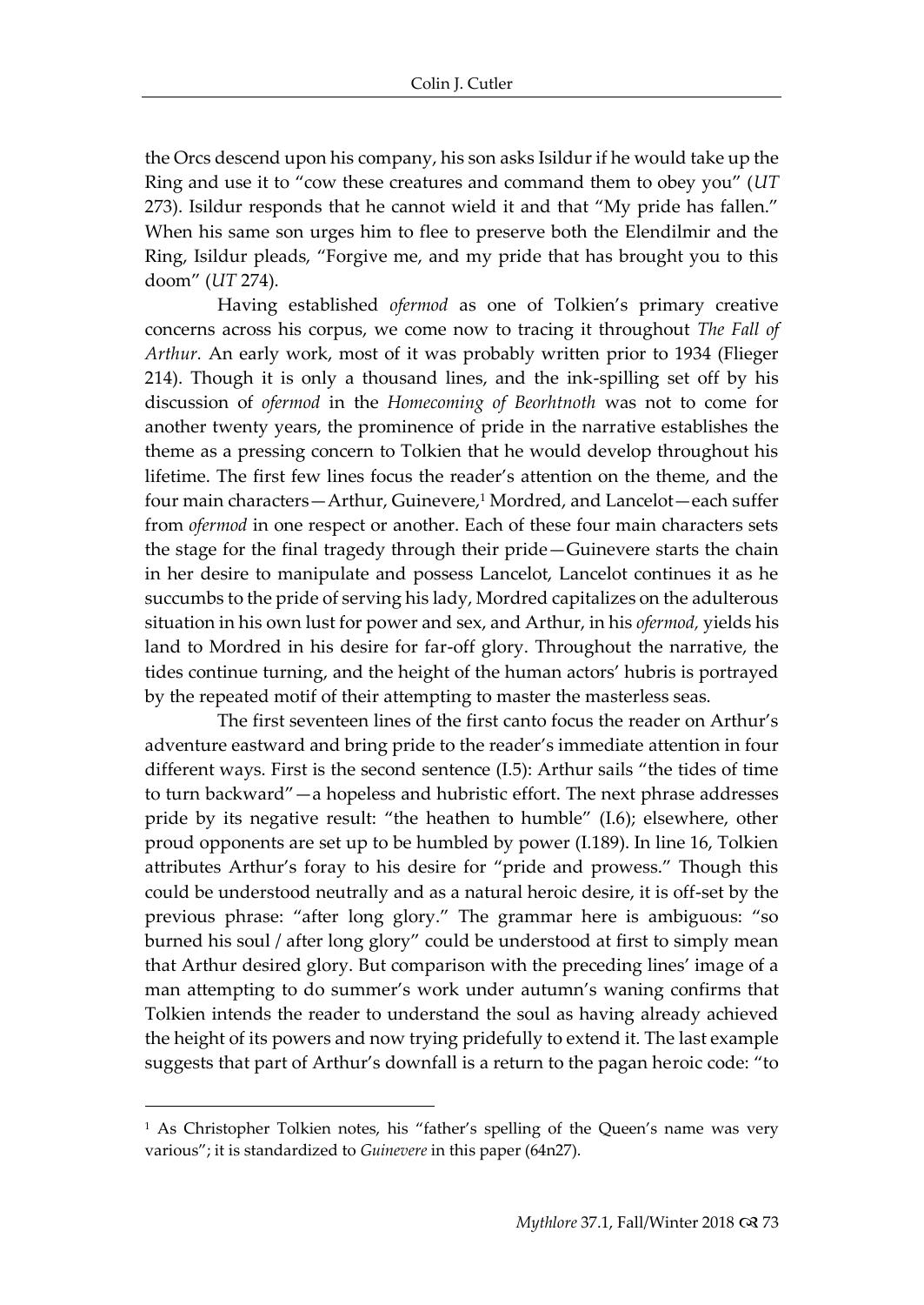the Orcs descend upon his company, his son asks Isildur if he would take up the Ring and use it to "cow these creatures and command them to obey you" (*UT* 273). Isildur responds that he cannot wield it and that "My pride has fallen." When his same son urges him to flee to preserve both the Elendilmir and the Ring, Isildur pleads, "Forgive me, and my pride that has brought you to this doom" (*UT* 274).

Having established *ofermod* as one of Tolkien's primary creative concerns across his corpus, we come now to tracing it throughout *The Fall of Arthur*. An early work, most of it was probably written prior to 1934 (Flieger 214). Though it is only a thousand lines, and the ink-spilling set off by his discussion of *ofermod* in the *Homecoming of Beorhtnoth* was not to come for another twenty years, the prominence of pride in the narrative establishes the theme as a pressing concern to Tolkien that he would develop throughout his lifetime. The first few lines focus the reader's attention on the theme, and the four main characters—Arthur, Guinevere,[1] Mordred, and Lancelot—each suffer from *ofermod* in one respect or another. Each of these four main characters sets the stage for the final tragedy through their pride—Guinevere starts the chain in her desire to manipulate and possess Lancelot, Lancelot continues it as he succumbs to the pride of serving his lady, Mordred capitalizes on the adulterous situation in his own lust for power and sex, and Arthur, in his *ofermod,* yields his land to Mordred in his desire for far-off glory. Throughout the narrative, the tides continue turning, and the height of the human actors' hubris is portrayed by the repeated motif of their attempting to master the masterless seas.

The first seventeen lines of the first canto focus the reader on Arthur's adventure eastward and bring pride to the reader's immediate attention in four different ways. First is the second sentence (I.5): Arthur sails "the tides of time to turn backward"—a hopeless and hubristic effort. The next phrase addresses pride by its negative result: "the heathen to humble" (I.6); elsewhere, other proud opponents are set up to be humbled by power (I.189). In line 16, Tolkien attributes Arthur's foray to his desire for "pride and prowess." Though this could be understood neutrally and as a natural heroic desire, it is off-set by the previous phrase: "after long glory." The grammar here is ambiguous: "so burned his soul / after long glory" could be understood at first to simply mean that Arthur desired glory. But comparison with the preceding lines' image of a man attempting to do summer's work under autumn's waning confirms that Tolkien intends the reader to understand the soul as having already achieved the height of its powers and now trying pridefully to extend it. The last example suggests that part of Arthur's downfall is a return to the pagan heroic code: "to

---

[1] As Christopher Tolkien notes, his "father's spelling of the Queen's name was very various"; it is standardized to *Guinevere* in this paper (64n27).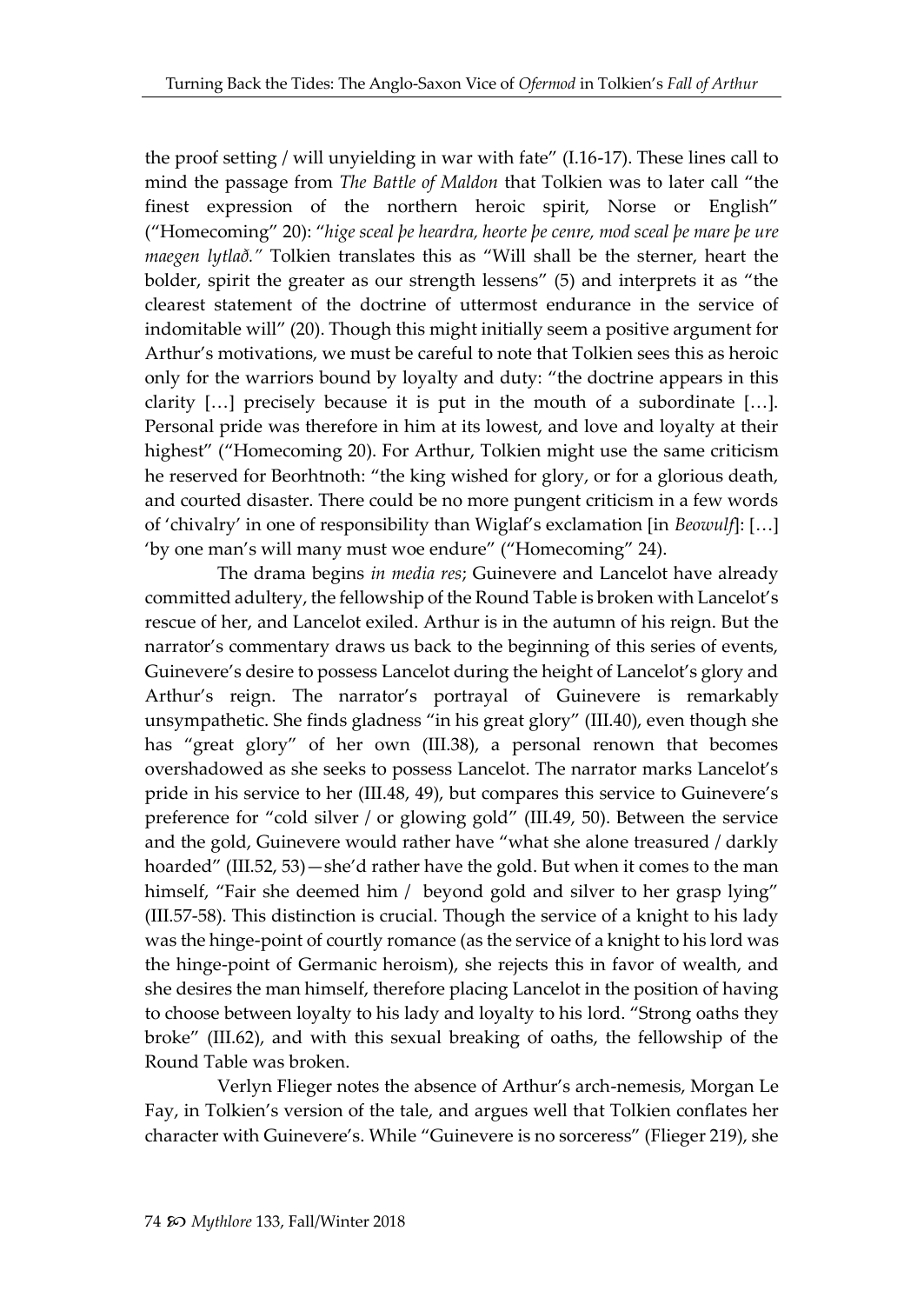the proof setting / will unyielding in war with fate" (I.16-17). These lines call to mind the passage from *The Battle of Maldon* that Tolkien was to later call "the finest expression of the northern heroic spirit, Norse or English" ("Homecoming" 20): "*hige sceal þe heardra, heorte þe cenre, mod sceal þe mare þe ure maegen lytlað.*" Tolkien translates this as "Will shall be the sterner, heart the bolder, spirit the greater as our strength lessens" (5) and interprets it as "the clearest statement of the doctrine of uttermost endurance in the service of indomitable will" (20). Though this might initially seem a positive argument for Arthur's motivations, we must be careful to note that Tolkien sees this as heroic only for the warriors bound by loyalty and duty: "the doctrine appears in this clarity […] precisely because it is put in the mouth of a subordinate […]. Personal pride was therefore in him at its lowest, and love and loyalty at their highest" ("Homecoming 20). For Arthur, Tolkien might use the same criticism he reserved for Beorhtnoth: "the king wished for glory, or for a glorious death, and courted disaster. There could be no more pungent criticism in a few words of 'chivalry' in one of responsibility than Wiglaf's exclamation [in *Beowulf*]: […] 'by one man's will many must woe endure" ("Homecoming" 24).

The drama begins *in media res*; Guinevere and Lancelot have already committed adultery, the fellowship of the Round Table is broken with Lancelot's rescue of her, and Lancelot exiled. Arthur is in the autumn of his reign. But the narrator's commentary draws us back to the beginning of this series of events, Guinevere's desire to possess Lancelot during the height of Lancelot's glory and Arthur's reign. The narrator's portrayal of Guinevere is remarkably unsympathetic. She finds gladness "in his great glory" (III.40), even though she has "great glory" of her own (III.38), a personal renown that becomes overshadowed as she seeks to possess Lancelot. The narrator marks Lancelot's pride in his service to her (III.48, 49), but compares this service to Guinevere's preference for "cold silver / or glowing gold" (III.49, 50). Between the service and the gold, Guinevere would rather have "what she alone treasured / darkly hoarded" (III.52, 53)—she'd rather have the gold. But when it comes to the man himself, "Fair she deemed him / beyond gold and silver to her grasp lying" (III.57-58). This distinction is crucial. Though the service of a knight to his lady was the hinge-point of courtly romance (as the service of a knight to his lord was the hinge-point of Germanic heroism), she rejects this in favor of wealth, and she desires the man himself, therefore placing Lancelot in the position of having to choose between loyalty to his lady and loyalty to his lord. "Strong oaths they broke" (III.62), and with this sexual breaking of oaths, the fellowship of the Round Table was broken.

Verlyn Flieger notes the absence of Arthur's arch-nemesis, Morgan Le Fay, in Tolkien's version of the tale, and argues well that Tolkien conflates her character with Guinevere's. While "Guinevere is no sorceress" (Flieger 219), she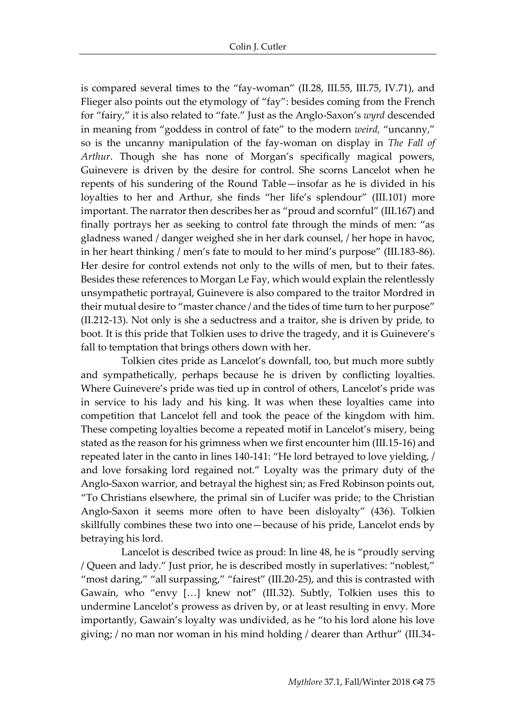is compared several times to the "fay-woman" (II.28, III.55, III.75, IV.71), and Flieger also points out the etymology of "fay": besides coming from the French for "fairy," it is also related to "fate." Just as the Anglo-Saxon's *wyrd* descended in meaning from "goddess in control of fate" to the modern *weird,* "uncanny," so is the uncanny manipulation of the fay-woman on display in *The Fall of Arthur*. Though she has none of Morgan's specifically magical powers, Guinevere is driven by the desire for control. She scorns Lancelot when he repents of his sundering of the Round Table—insofar as he is divided in his loyalties to her and Arthur, she finds "her life's splendour" (III.101) more important. The narrator then describes her as "proud and scornful" (III.167) and finally portrays her as seeking to control fate through the minds of men: "as gladness waned / danger weighed she in her dark counsel, / her hope in havoc, in her heart thinking / men's fate to mould to her mind's purpose" (III.183-86). Her desire for control extends not only to the wills of men, but to their fates. Besides these references to Morgan Le Fay, which would explain the relentlessly unsympathetic portrayal, Guinevere is also compared to the traitor Mordred in their mutual desire to "master chance / and the tides of time turn to her purpose" (II.212-13). Not only is she a seductress and a traitor, she is driven by pride, to boot. It is this pride that Tolkien uses to drive the tragedy, and it is Guinevere's fall to temptation that brings others down with her.

Tolkien cites pride as Lancelot's downfall, too, but much more subtly and sympathetically, perhaps because he is driven by conflicting loyalties. Where Guinevere's pride was tied up in control of others, Lancelot's pride was in service to his lady and his king. It was when these loyalties came into competition that Lancelot fell and took the peace of the kingdom with him. These competing loyalties become a repeated motif in Lancelot's misery, being stated as the reason for his grimness when we first encounter him (III.15-16) and repeated later in the canto in lines 140-141: "He lord betrayed to love yielding, / and love forsaking lord regained not." Loyalty was the primary duty of the Anglo-Saxon warrior, and betrayal the highest sin; as Fred Robinson points out, "To Christians elsewhere, the primal sin of Lucifer was pride; to the Christian Anglo-Saxon it seems more often to have been disloyalty" (436). Tolkien skillfully combines these two into one—because of his pride, Lancelot ends by betraying his lord.

Lancelot is described twice as proud: In line 48, he is "proudly serving / Queen and lady." Just prior, he is described mostly in superlatives: "noblest," "most daring," "all surpassing," "fairest" (III.20-25), and this is contrasted with Gawain, who "envy […] knew not" (III.32). Subtly, Tolkien uses this to undermine Lancelot's prowess as driven by, or at least resulting in envy. More importantly, Gawain's loyalty was undivided, as he "to his lord alone his love giving; / no man nor woman in his mind holding / dearer than Arthur" (III.34-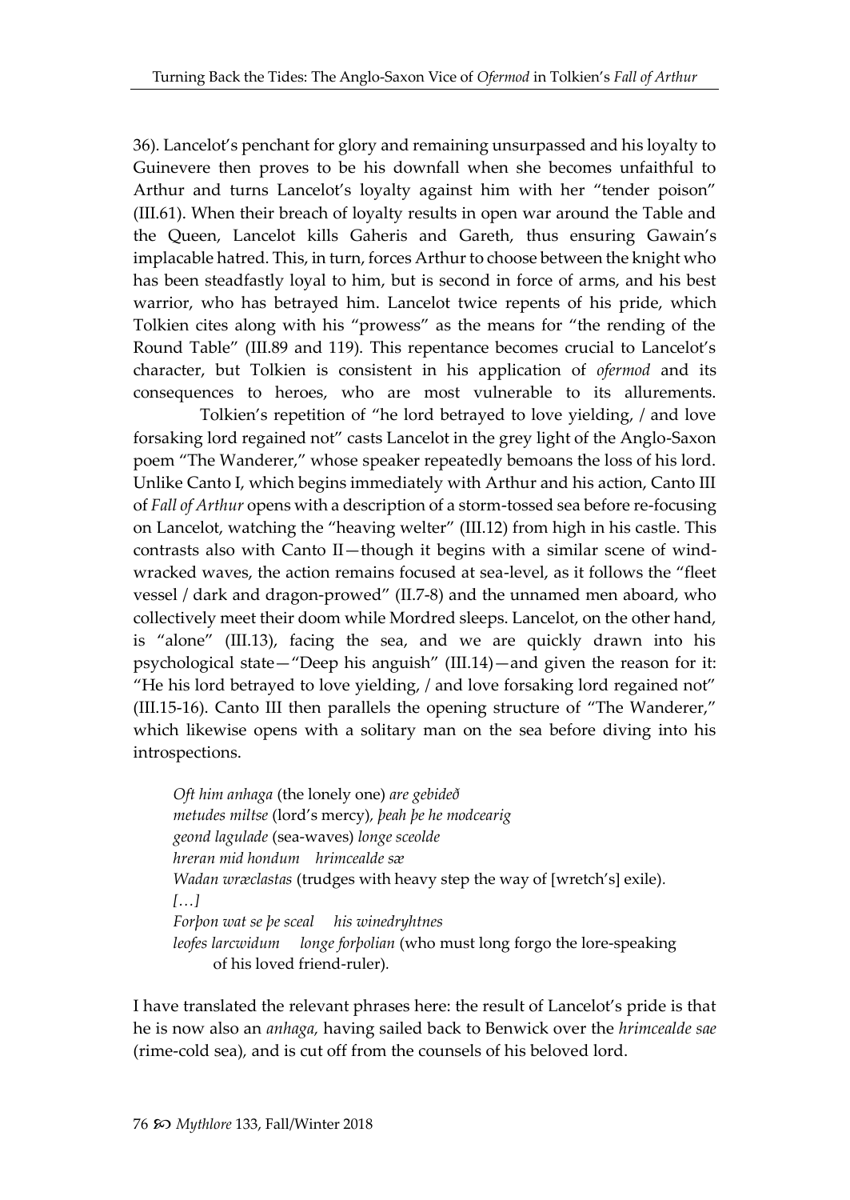36). Lancelot's penchant for glory and remaining unsurpassed and his loyalty to Guinevere then proves to be his downfall when she becomes unfaithful to Arthur and turns Lancelot's loyalty against him with her "tender poison" (III.61). When their breach of loyalty results in open war around the Table and the Queen, Lancelot kills Gaheris and Gareth, thus ensuring Gawain's implacable hatred. This, in turn, forces Arthur to choose between the knight who has been steadfastly loyal to him, but is second in force of arms, and his best warrior, who has betrayed him. Lancelot twice repents of his pride, which Tolkien cites along with his "prowess" as the means for "the rending of the Round Table" (III.89 and 119). This repentance becomes crucial to Lancelot's character, but Tolkien is consistent in his application of *ofermod* and its consequences to heroes, who are most vulnerable to its allurements.

Tolkien's repetition of "he lord betrayed to love yielding, / and love forsaking lord regained not" casts Lancelot in the grey light of the Anglo-Saxon poem "The Wanderer," whose speaker repeatedly bemoans the loss of his lord. Unlike Canto I, which begins immediately with Arthur and his action, Canto III of *Fall of Arthur* opens with a description of a storm-tossed sea before re-focusing on Lancelot, watching the "heaving welter" (III.12) from high in his castle. This contrasts also with Canto II—though it begins with a similar scene of wind-wracked waves, the action remains focused at sea-level, as it follows the "fleet vessel / dark and dragon-prowed" (II.7-8) and the unnamed men aboard, who collectively meet their doom while Mordred sleeps. Lancelot, on the other hand, is "alone" (III.13), facing the sea, and we are quickly drawn into his psychological state—"Deep his anguish" (III.14)—and given the reason for it: "He his lord betrayed to love yielding, / and love forsaking lord regained not" (III.15-16). Canto III then parallels the opening structure of "The Wanderer," which likewise opens with a solitary man on the sea before diving into his introspections.

> *Oft him anhaga* (the lonely one) *are gebideð*
> *metudes miltse* (lord's mercy), *þeah þe he modcearig*
> *geond lagulade* (sea-waves) *longe sceolde*
> *hreran mid hondum hrimcealde sæ*
> *Wadan wræclastas* (trudges with heavy step the way of [wretch's] exile).
> *[…]*
> *Forþon wat se þe sceal his winedryhtnes*
> *leofes larcwidum longe forþolian* (who must long forgo the lore-speaking of his loved friend-ruler).

I have translated the relevant phrases here: the result of Lancelot's pride is that he is now also an *anhaga,* having sailed back to Benwick over the *hrimcealde sae* (rime-cold sea), and is cut off from the counsels of his beloved lord.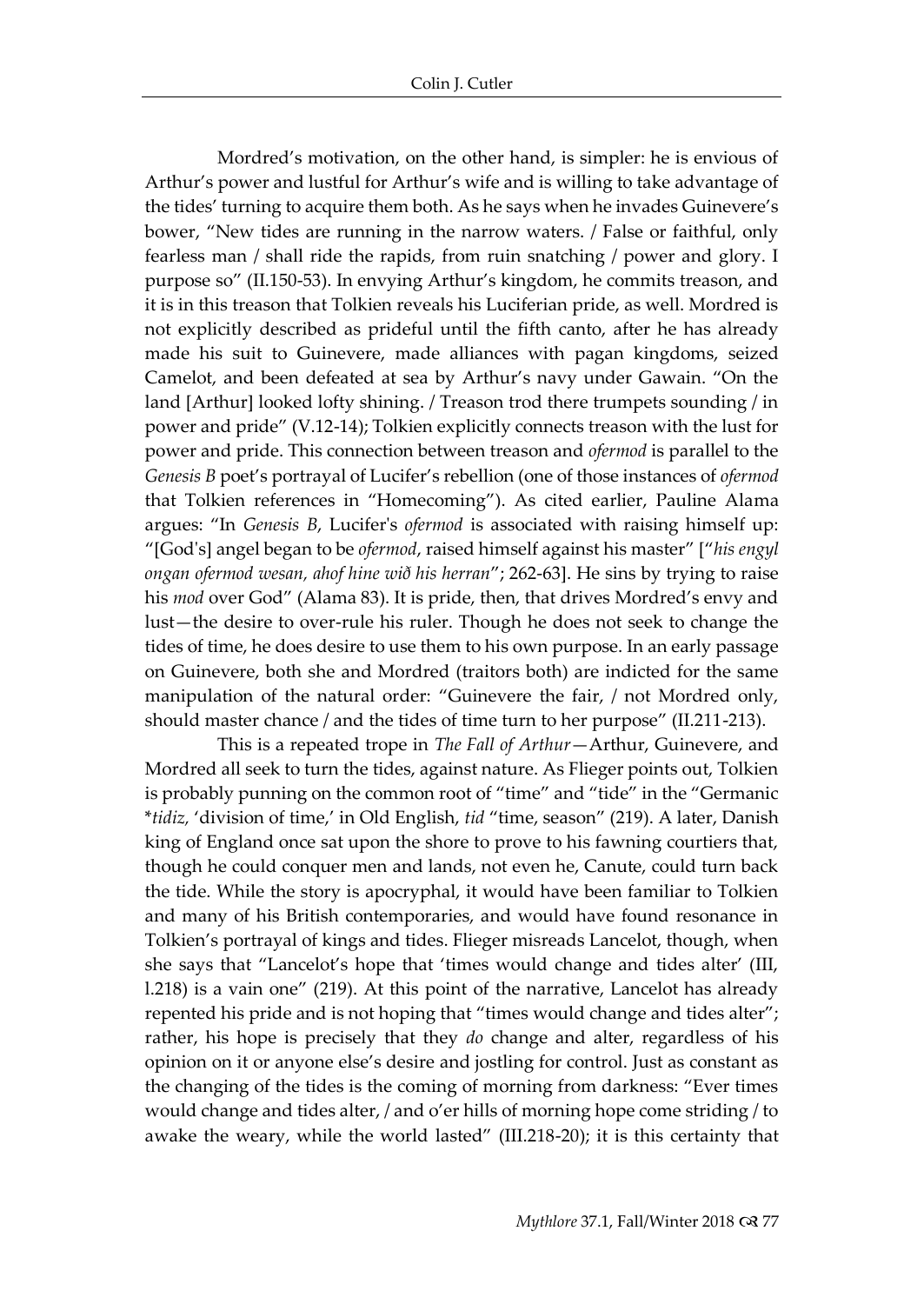Mordred's motivation, on the other hand, is simpler: he is envious of Arthur's power and lustful for Arthur's wife and is willing to take advantage of the tides' turning to acquire them both. As he says when he invades Guinevere's bower, "New tides are running in the narrow waters. / False or faithful, only fearless man / shall ride the rapids, from ruin snatching / power and glory. I purpose so" (II.150-53). In envying Arthur's kingdom, he commits treason, and it is in this treason that Tolkien reveals his Luciferian pride, as well. Mordred is not explicitly described as prideful until the fifth canto, after he has already made his suit to Guinevere, made alliances with pagan kingdoms, seized Camelot, and been defeated at sea by Arthur's navy under Gawain. "On the land [Arthur] looked lofty shining. / Treason trod there trumpets sounding / in power and pride" (V.12-14); Tolkien explicitly connects treason with the lust for power and pride. This connection between treason and *ofermod* is parallel to the *Genesis B* poet's portrayal of Lucifer's rebellion (one of those instances of *ofermod* that Tolkien references in "Homecoming"). As cited earlier, Pauline Alama argues: "In *Genesis B*, Lucifer's *ofermod* is associated with raising himself up: "[God's] angel began to be *ofermod*, raised himself against his master" ["*his engyl ongan ofermod wesan, ahof hine wið his herran*"; 262-63]. He sins by trying to raise his *mod* over God" (Alama 83). It is pride, then, that drives Mordred's envy and lust—the desire to over-rule his ruler. Though he does not seek to change the tides of time, he does desire to use them to his own purpose. In an early passage on Guinevere, both she and Mordred (traitors both) are indicted for the same manipulation of the natural order: "Guinevere the fair, / not Mordred only, should master chance / and the tides of time turn to her purpose" (II.211-213).

This is a repeated trope in *The Fall of Arthur*—Arthur, Guinevere, and Mordred all seek to turn the tides, against nature. As Flieger points out, Tolkien is probably punning on the common root of "time" and "tide" in the "Germanic *\*tidiz,* 'division of time,' in Old English, *tid* "time, season" (219). A later, Danish king of England once sat upon the shore to prove to his fawning courtiers that, though he could conquer men and lands, not even he, Canute, could turn back the tide. While the story is apocryphal, it would have been familiar to Tolkien and many of his British contemporaries, and would have found resonance in Tolkien's portrayal of kings and tides. Flieger misreads Lancelot, though, when she says that "Lancelot's hope that 'times would change and tides alter' (III, l.218) is a vain one" (219). At this point of the narrative, Lancelot has already repented his pride and is not hoping that "times would change and tides alter"; rather, his hope is precisely that they *do* change and alter, regardless of his opinion on it or anyone else's desire and jostling for control. Just as constant as the changing of the tides is the coming of morning from darkness: "Ever times would change and tides alter, / and o'er hills of morning hope come striding / to awake the weary, while the world lasted" (III.218-20); it is this certainty that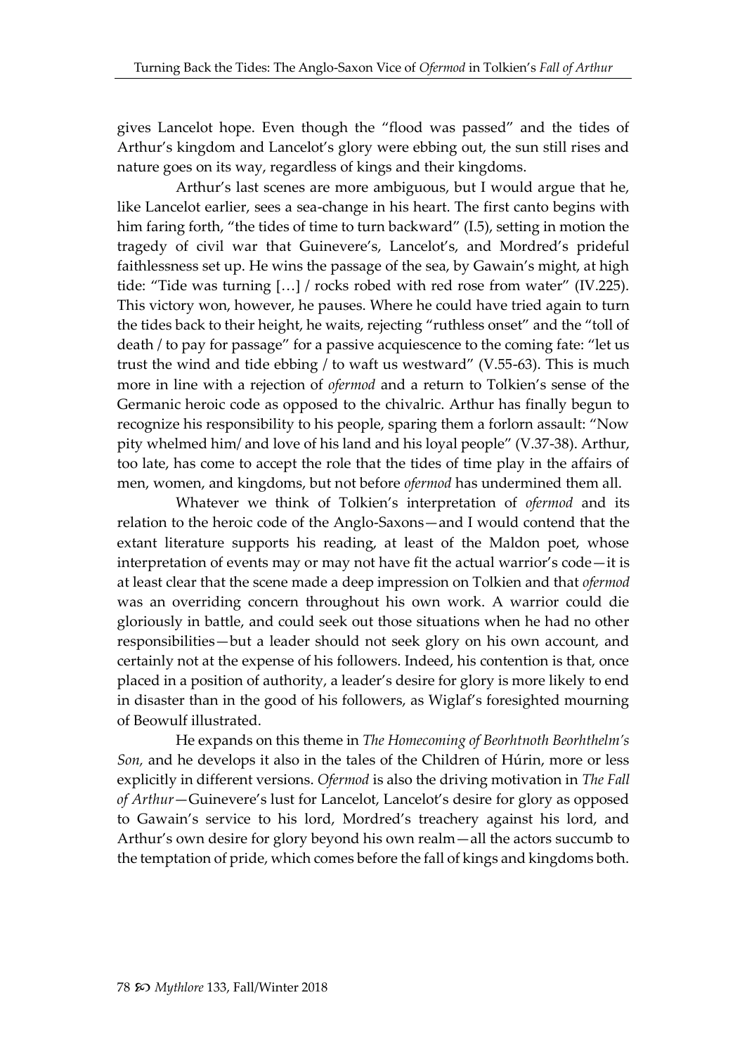gives Lancelot hope. Even though the "flood was passed" and the tides of Arthur's kingdom and Lancelot's glory were ebbing out, the sun still rises and nature goes on its way, regardless of kings and their kingdoms.

Arthur's last scenes are more ambiguous, but I would argue that he, like Lancelot earlier, sees a sea-change in his heart. The first canto begins with him faring forth, "the tides of time to turn backward" (I.5), setting in motion the tragedy of civil war that Guinevere's, Lancelot's, and Mordred's prideful faithlessness set up. He wins the passage of the sea, by Gawain's might, at high tide: "Tide was turning […] / rocks robed with red rose from water" (IV.225). This victory won, however, he pauses. Where he could have tried again to turn the tides back to their height, he waits, rejecting "ruthless onset" and the "toll of death / to pay for passage" for a passive acquiescence to the coming fate: "let us trust the wind and tide ebbing / to waft us westward" (V.55-63). This is much more in line with a rejection of *ofermod* and a return to Tolkien's sense of the Germanic heroic code as opposed to the chivalric. Arthur has finally begun to recognize his responsibility to his people, sparing them a forlorn assault: "Now pity whelmed him/ and love of his land and his loyal people" (V.37-38). Arthur, too late, has come to accept the role that the tides of time play in the affairs of men, women, and kingdoms, but not before *ofermod* has undermined them all.

Whatever we think of Tolkien's interpretation of *ofermod* and its relation to the heroic code of the Anglo-Saxons—and I would contend that the extant literature supports his reading, at least of the Maldon poet, whose interpretation of events may or may not have fit the actual warrior's code—it is at least clear that the scene made a deep impression on Tolkien and that *ofermod* was an overriding concern throughout his own work. A warrior could die gloriously in battle, and could seek out those situations when he had no other responsibilities—but a leader should not seek glory on his own account, and certainly not at the expense of his followers. Indeed, his contention is that, once placed in a position of authority, a leader's desire for glory is more likely to end in disaster than in the good of his followers, as Wiglaf's foresighted mourning of Beowulf illustrated.

He expands on this theme in *The Homecoming of Beorhtnoth Beorhthelm's Son,* and he develops it also in the tales of the Children of Húrin, more or less explicitly in different versions. *Ofermod* is also the driving motivation in *The Fall of Arthur*—Guinevere's lust for Lancelot, Lancelot's desire for glory as opposed to Gawain's service to his lord, Mordred's treachery against his lord, and Arthur's own desire for glory beyond his own realm—all the actors succumb to the temptation of pride, which comes before the fall of kings and kingdoms both.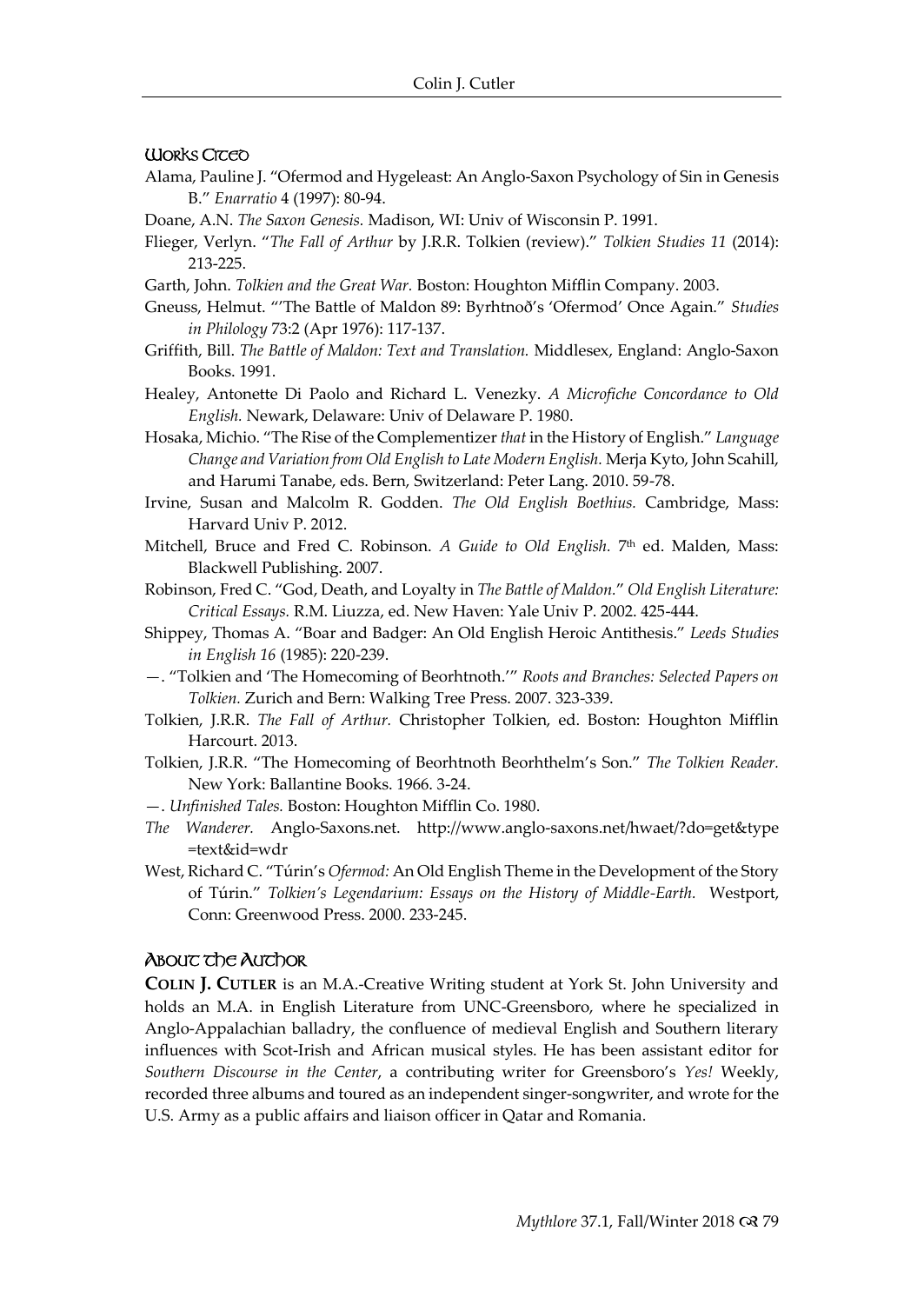## Works Cited

Alama, Pauline J. "Ofermod and Hygeleast: An Anglo-Saxon Psychology of Sin in Genesis B." *Enarratio* 4 (1997): 80-94.

Doane, A.N. *The Saxon Genesis.* Madison, WI: Univ of Wisconsin P. 1991.

Flieger, Verlyn. "*The Fall of Arthur* by J.R.R. Tolkien (review)." *Tolkien Studies 11* (2014): 213-225.

Garth, John. *Tolkien and the Great War.* Boston: Houghton Mifflin Company. 2003.

Gneuss, Helmut. "'The Battle of Maldon 89: Byrhtnoð's 'Ofermod' Once Again." *Studies in Philology* 73:2 (Apr 1976): 117-137.

Griffith, Bill. *The Battle of Maldon: Text and Translation.* Middlesex, England: Anglo-Saxon Books. 1991.

Healey, Antonette Di Paolo and Richard L. Venezky. *A Microfiche Concordance to Old English.* Newark, Delaware: Univ of Delaware P. 1980.

Hosaka, Michio. "The Rise of the Complementizer *that* in the History of English." *Language Change and Variation from Old English to Late Modern English.* Merja Kyto, John Scahill, and Harumi Tanabe, eds. Bern, Switzerland: Peter Lang. 2010. 59-78.

Irvine, Susan and Malcolm R. Godden. *The Old English Boethius.* Cambridge, Mass: Harvard Univ P. 2012.

Mitchell, Bruce and Fred C. Robinson. *A Guide to Old English.* 7th ed. Malden, Mass: Blackwell Publishing. 2007.

Robinson, Fred C. "God, Death, and Loyalty in *The Battle of Maldon.*" *Old English Literature: Critical Essays.* R.M. Liuzza, ed. New Haven: Yale Univ P. 2002. 425-444.

Shippey, Thomas A. "Boar and Badger: An Old English Heroic Antithesis." *Leeds Studies in English 16* (1985): 220-239.

—. "Tolkien and 'The Homecoming of Beorhtnoth.'" *Roots and Branches: Selected Papers on Tolkien.* Zurich and Bern: Walking Tree Press. 2007. 323-339.

Tolkien, J.R.R. *The Fall of Arthur.* Christopher Tolkien, ed. Boston: Houghton Mifflin Harcourt. 2013.

Tolkien, J.R.R. "The Homecoming of Beorhtnoth Beorhthelm's Son." *The Tolkien Reader.* New York: Ballantine Books. 1966. 3-24.

—. *Unfinished Tales.* Boston: Houghton Mifflin Co. 1980.

*The Wanderer.* Anglo-Saxons.net. http://www.anglo-saxons.net/hwaet/?do=get&type=text&id=wdr

West, Richard C. "Túrin's *Ofermod:* An Old English Theme in the Development of the Story of Túrin." *Tolkien's Legendarium: Essays on the History of Middle-Earth.* Westport, Conn: Greenwood Press. 2000. 233-245.

## About the Author

**COLIN J. CUTLER** is an M.A.-Creative Writing student at York St. John University and holds an M.A. in English Literature from UNC-Greensboro, where he specialized in Anglo-Appalachian balladry, the confluence of medieval English and Southern literary influences with Scot-Irish and African musical styles. He has been assistant editor for *Southern Discourse in the Center*, a contributing writer for Greensboro's *Yes!* Weekly, recorded three albums and toured as an independent singer-songwriter, and wrote for the U.S. Army as a public affairs and liaison officer in Qatar and Romania.